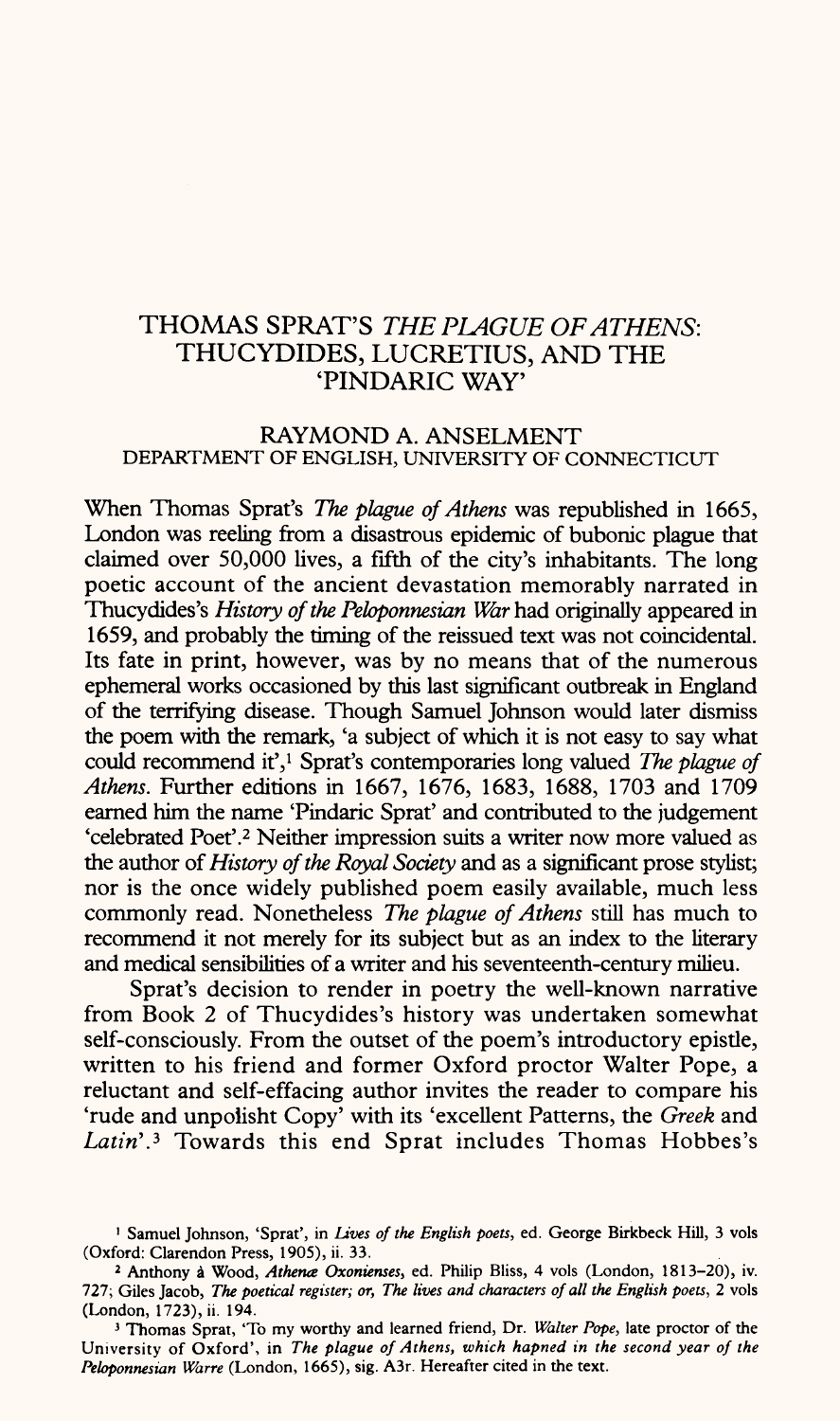# THOMAS SPRAT'S *THE PLAGUE OF ATHENS*: THUCYDIDES, LUCRETIUS, AND THE 'PINDARIC WAY'

RAYMOND A. ANSELMENT
DEPARTMENT OF ENGLISH, UNIVERSITY OF CONNECTICUT

When Thomas Sprat's *The plague of Athens* was republished in 1665, London was reeling from a disastrous epidemic of bubonic plague that claimed over 50,000 lives, a fifth of the city's inhabitants. The long poetic account of the ancient devastation memorably narrated in Thucydides's *History of the Peloponnesian War* had originally appeared in 1659, and probably the timing of the reissued text was not coincidental. Its fate in print, however, was by no means that of the numerous ephemeral works occasioned by this last significant outbreak in England of the terrifying disease. Though Samuel Johnson would later dismiss the poem with the remark, 'a subject of which it is not easy to say what could recommend it',[1] Sprat's contemporaries long valued *The plague of Athens*. Further editions in 1667, 1676, 1683, 1688, 1703 and 1709 earned him the name 'Pindaric Sprat' and contributed to the judgement 'celebrated Poet'.[2] Neither impression suits a writer now more valued as the author of *History of the Royal Society* and as a significant prose stylist; nor is the once widely published poem easily available, much less commonly read. Nonetheless *The plague of Athens* still has much to recommend it not merely for its subject but as an index to the literary and medical sensibilities of a writer and his seventeenth-century milieu.

Sprat's decision to render in poetry the well-known narrative from Book 2 of Thucydides's history was undertaken somewhat self-consciously. From the outset of the poem's introductory epistle, written to his friend and former Oxford proctor Walter Pope, a reluctant and self-effacing author invites the reader to compare his 'rude and unpolisht Copy' with its 'excellent Patterns, the *Greek* and *Latin*'.[3] Towards this end Sprat includes Thomas Hobbes's

[1] Samuel Johnson, 'Sprat', in *Lives of the English poets*, ed. George Birkbeck Hill, 3 vols (Oxford: Clarendon Press, 1905), ii. 33.

[2] Anthony à Wood, *Athenæ Oxonienses*, ed. Philip Bliss, 4 vols (London, 1813–20), iv. 727; Giles Jacob, *The poetical register; or, The lives and characters of all the English poets*, 2 vols (London, 1723), ii. 194.

[3] Thomas Sprat, 'To my worthy and learned friend, Dr. *Walter Pope*, late proctor of the University of Oxford', in *The plague of Athens, which hapned in the second year of the Peloponnesian Warre* (London, 1665), sig. A3r. Hereafter cited in the text.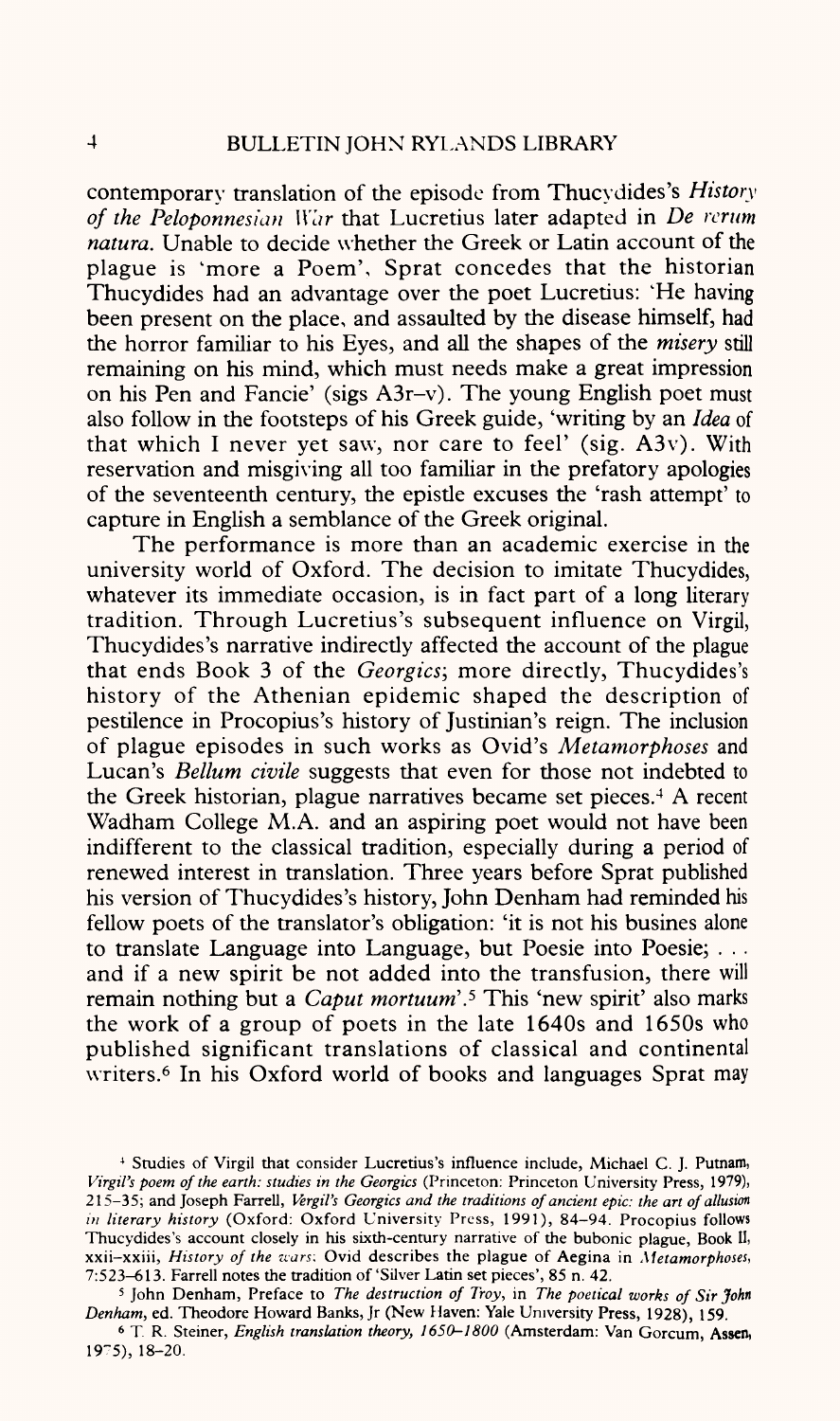contemporary translation of the episode from Thucydides's *History of the Peloponnesian War* that Lucretius later adapted in *De rerum natura*. Unable to decide whether the Greek or Latin account of the plague is 'more a Poem', Sprat concedes that the historian Thucydides had an advantage over the poet Lucretius: 'He having been present on the place, and assaulted by the disease himself, had the horror familiar to his Eyes, and all the shapes of the *misery* still remaining on his mind, which must needs make a great impression on his Pen and Fancie' (sigs A3r–v). The young English poet must also follow in the footsteps of his Greek guide, 'writing by an *Idea* of that which I never yet saw, nor care to feel' (sig. A3v). With reservation and misgiving all too familiar in the prefatory apologies of the seventeenth century, the epistle excuses the 'rash attempt' to capture in English a semblance of the Greek original.

The performance is more than an academic exercise in the university world of Oxford. The decision to imitate Thucydides, whatever its immediate occasion, is in fact part of a long literary tradition. Through Lucretius's subsequent influence on Virgil, Thucydides's narrative indirectly affected the account of the plague that ends Book 3 of the *Georgics*; more directly, Thucydides's history of the Athenian epidemic shaped the description of pestilence in Procopius's history of Justinian's reign. The inclusion of plague episodes in such works as Ovid's *Metamorphoses* and Lucan's *Bellum civile* suggests that even for those not indebted to the Greek historian, plague narratives became set pieces.[4] A recent Wadham College M.A. and an aspiring poet would not have been indifferent to the classical tradition, especially during a period of renewed interest in translation. Three years before Sprat published his version of Thucydides's history, John Denham had reminded his fellow poets of the translator's obligation: 'it is not his busines alone to translate Language into Language, but Poesie into Poesie; . . . and if a new spirit be not added into the transfusion, there will remain nothing but a *Caput mortuum*'.[5] This 'new spirit' also marks the work of a group of poets in the late 1640s and 1650s who published significant translations of classical and continental writers.[6] In his Oxford world of books and languages Sprat may

[4] Studies of Virgil that consider Lucretius's influence include, Michael C. J. Putnam, *Virgil's poem of the earth: studies in the Georgics* (Princeton: Princeton University Press, 1979), 215–35; and Joseph Farrell, *Vergil's Georgics and the traditions of ancient epic: the art of allusion in literary history* (Oxford: Oxford University Press, 1991), 84–94. Procopius follows Thucydides's account closely in his sixth-century narrative of the bubonic plague, Book II, xxii–xxiii, *History of the wars*; Ovid describes the plague of Aegina in *Metamorphoses*, 7:523–613. Farrell notes the tradition of 'Silver Latin set pieces', 85 n. 42.

[5] John Denham, Preface to *The destruction of Troy*, in *The poetical works of Sir John Denham*, ed. Theodore Howard Banks, Jr (New Haven: Yale University Press, 1928), 159.

[6] T. R. Steiner, *English translation theory, 1650–1800* (Amsterdam: Van Gorcum, Assen, 1975), 18–20.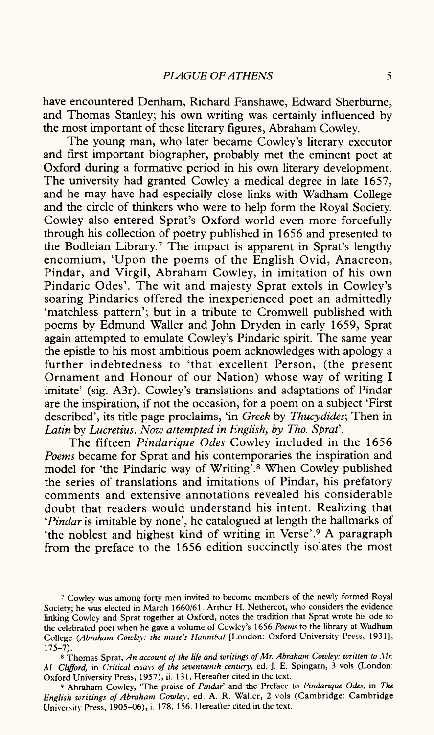have encountered Denham, Richard Fanshawe, Edward Sherburne, and Thomas Stanley; his own writing was certainly influenced by the most important of these literary figures, Abraham Cowley.

The young man, who later became Cowley's literary executor and first important biographer, probably met the eminent poet at Oxford during a formative period in his own literary development. The university had granted Cowley a medical degree in late 1657, and he may have had especially close links with Wadham College and the circle of thinkers who were to help form the Royal Society. Cowley also entered Sprat's Oxford world even more forcefully through his collection of poetry published in 1656 and presented to the Bodleian Library.[7] The impact is apparent in Sprat's lengthy encomium, 'Upon the poems of the English Ovid, Anacreon, Pindar, and Virgil, Abraham Cowley, in imitation of his own Pindaric Odes'. The wit and majesty Sprat extols in Cowley's soaring Pindarics offered the inexperienced poet an admittedly 'matchless pattern'; but in a tribute to Cromwell published with poems by Edmund Waller and John Dryden in early 1659, Sprat again attempted to emulate Cowley's Pindaric spirit. The same year the epistle to his most ambitious poem acknowledges with apology a further indebtedness to 'that excellent Person, (the present Ornament and Honour of our Nation) whose way of writing I imitate' (sig. A3r). Cowley's translations and adaptations of Pindar are the inspiration, if not the occasion, for a poem on a subject 'First described', its title page proclaims, 'in *Greek* by *Thucydides*; Then in *Latin* by *Lucretius*. *Now attempted in English, by Tho. Sprat*'.

The fifteen *Pindarique Odes* Cowley included in the 1656 *Poems* became for Sprat and his contemporaries the inspiration and model for 'the Pindaric way of Writing'.[8] When Cowley published the series of translations and imitations of Pindar, his prefatory comments and extensive annotations revealed his considerable doubt that readers would understand his intent. Realizing that '*Pindar* is imitable by none', he catalogued at length the hallmarks of 'the noblest and highest kind of writing in Verse'.[9] A paragraph from the preface to the 1656 edition succinctly isolates the most

---

[7] Cowley was among forty men invited to become members of the newly formed Royal Society; he was elected in March 1660/61. Arthur H. Nethercot, who considers the evidence linking Cowley and Sprat together at Oxford, notes the tradition that Sprat wrote his ode to the celebrated poet when he gave a volume of Cowley's 1656 *Poems* to the library at Wadham College (*Abraham Cowley: the muse's Hannibal* [London: Oxford University Press, 1931], 175–7).

[8] Thomas Sprat, *An account of the life and writings of Mr. Abraham Cowley: written to Mr. M. Clifford*, in *Critical essays of the seventeenth century*, ed. J. E. Spingarn, 3 vols (London: Oxford University Press, 1957), ii. 131. Hereafter cited in the text.

[9] Abraham Cowley, 'The praise of *Pindar*' and the Preface to *Pindarique Odes*, in *The English writings of Abraham Cowley*, ed. A. R. Waller, 2 vols (Cambridge: Cambridge University Press, 1905–06), i. 178, 156. Hereafter cited in the text.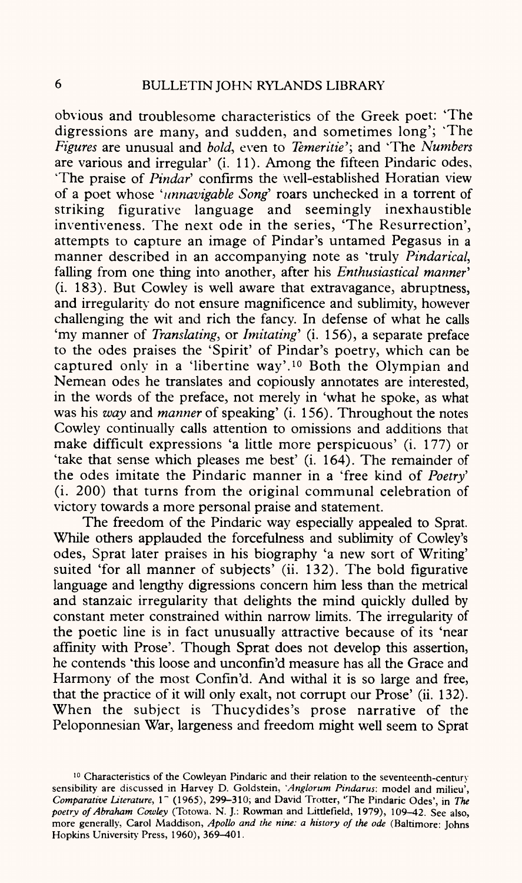obvious and troublesome characteristics of the Greek poet: 'The digressions are many, and sudden, and sometimes long'; 'The *Figures* are unusual and *bold*, even to *Temeritie*'; and 'The *Numbers* are various and irregular' (i. 11). Among the fifteen Pindaric odes, 'The praise of *Pindar*' confirms the well-established Horatian view of a poet whose '*unnavigable Song*' roars unchecked in a torrent of striking figurative language and seemingly inexhaustible inventiveness. The next ode in the series, 'The Resurrection', attempts to capture an image of Pindar's untamed Pegasus in a manner described in an accompanying note as 'truly *Pindarical*, falling from one thing into another, after his *Enthusiastical manner*' (i. 183). But Cowley is well aware that extravagance, abruptness, and irregularity do not ensure magnificence and sublimity, however challenging the wit and rich the fancy. In defense of what he calls 'my manner of *Translating*, or *Imitating*' (i. 156), a separate preface to the odes praises the 'Spirit' of Pindar's poetry, which can be captured only in a 'libertine way'.[10] Both the Olympian and Nemean odes he translates and copiously annotates are interested, in the words of the preface, not merely in 'what he spoke, as what was his *way* and *manner* of speaking' (i. 156). Throughout the notes Cowley continually calls attention to omissions and additions that make difficult expressions 'a little more perspicuous' (i. 177) or 'take that sense which pleases me best' (i. 164). The remainder of the odes imitate the Pindaric manner in a 'free kind of *Poetry*' (i. 200) that turns from the original communal celebration of victory towards a more personal praise and statement.

The freedom of the Pindaric way especially appealed to Sprat. While others applauded the forcefulness and sublimity of Cowley's odes, Sprat later praises in his biography 'a new sort of Writing' suited 'for all manner of subjects' (ii. 132). The bold figurative language and lengthy digressions concern him less than the metrical and stanzaic irregularity that delights the mind quickly dulled by constant meter constrained within narrow limits. The irregularity of the poetic line is in fact unusually attractive because of its 'near affinity with Prose'. Though Sprat does not develop this assertion, he contends 'this loose and unconfin'd measure has all the Grace and Harmony of the most Confin'd. And withal it is so large and free, that the practice of it will only exalt, not corrupt our Prose' (ii. 132). When the subject is Thucydides's prose narrative of the Peloponnesian War, largeness and freedom might well seem to Sprat

[10] Characteristics of the Cowleyan Pindaric and their relation to the seventeenth-century sensibility are discussed in Harvey D. Goldstein, '*Anglorum Pindarus*: model and milieu', *Comparative Literature*, 17 (1965), 299–310; and David Trotter, 'The Pindaric Odes', in *The poetry of Abraham Cowley* (Totowa, N. J.: Rowman and Littlefield, 1979), 109–42. See also, more generally, Carol Maddison, *Apollo and the nine: a history of the ode* (Baltimore: Johns Hopkins University Press, 1960), 369–401.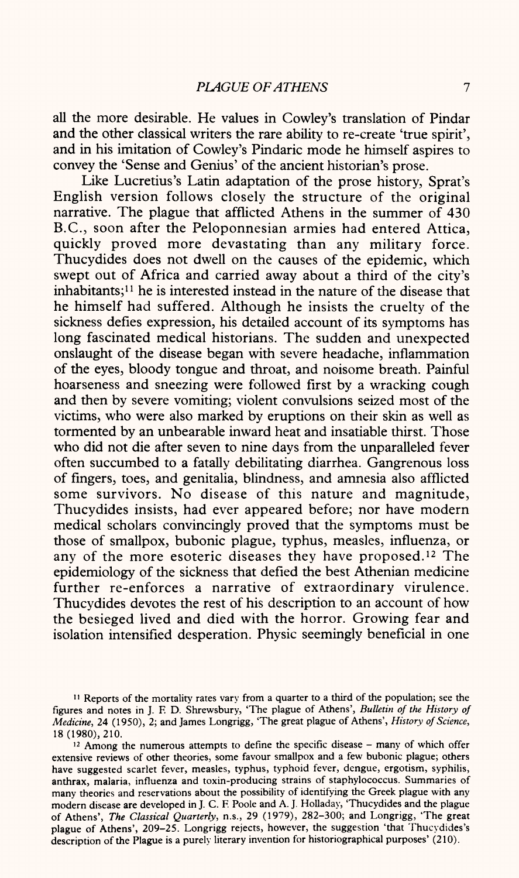all the more desirable. He values in Cowley's translation of Pindar and the other classical writers the rare ability to re-create 'true spirit', and in his imitation of Cowley's Pindaric mode he himself aspires to convey the 'Sense and Genius' of the ancient historian's prose.

Like Lucretius's Latin adaptation of the prose history, Sprat's English version follows closely the structure of the original narrative. The plague that afflicted Athens in the summer of 430 B.C., soon after the Peloponnesian armies had entered Attica, quickly proved more devastating than any military force. Thucydides does not dwell on the causes of the epidemic, which swept out of Africa and carried away about a third of the city's inhabitants;[11] he is interested instead in the nature of the disease that he himself had suffered. Although he insists the cruelty of the sickness defies expression, his detailed account of its symptoms has long fascinated medical historians. The sudden and unexpected onslaught of the disease began with severe headache, inflammation of the eyes, bloody tongue and throat, and noisome breath. Painful hoarseness and sneezing were followed first by a wracking cough and then by severe vomiting; violent convulsions seized most of the victims, who were also marked by eruptions on their skin as well as tormented by an unbearable inward heat and insatiable thirst. Those who did not die after seven to nine days from the unparalleled fever often succumbed to a fatally debilitating diarrhea. Gangrenous loss of fingers, toes, and genitalia, blindness, and amnesia also afflicted some survivors. No disease of this nature and magnitude, Thucydides insists, had ever appeared before; nor have modern medical scholars convincingly proved that the symptoms must be those of smallpox, bubonic plague, typhus, measles, influenza, or any of the more esoteric diseases they have proposed.[12] The epidemiology of the sickness that defied the best Athenian medicine further re-enforces a narrative of extraordinary virulence. Thucydides devotes the rest of his description to an account of how the besieged lived and died with the horror. Growing fear and isolation intensified desperation. Physic seemingly beneficial in one

[11] Reports of the mortality rates vary from a quarter to a third of the population; see the figures and notes in J. F. D. Shrewsbury, 'The plague of Athens', *Bulletin of the History of Medicine*, 24 (1950), 2; and James Longrigg, 'The great plague of Athens', *History of Science*, 18 (1980), 210.

[12] Among the numerous attempts to define the specific disease – many of which offer extensive reviews of other theories, some favour smallpox and a few bubonic plague; others have suggested scarlet fever, measles, typhus, typhoid fever, dengue, ergotism, syphilis, anthrax, malaria, influenza and toxin-producing strains of staphylococcus. Summaries of many theories and reservations about the possibility of identifying the Greek plague with any modern disease are developed in J. C. F. Poole and A. J. Holladay, 'Thucydides and the plague of Athens', *The Classical Quarterly*, n.s., 29 (1979), 282–300; and Longrigg, 'The great plague of Athens', 209–25. Longrigg rejects, however, the suggestion 'that Thucydides's description of the Plague is a purely literary invention for historiographical purposes' (210).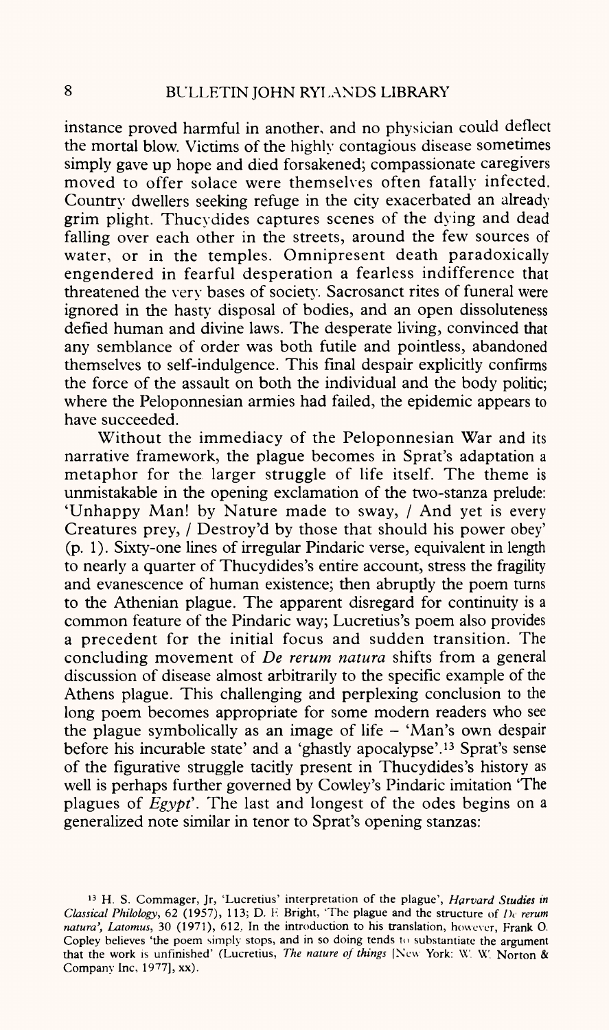instance proved harmful in another, and no physician could deflect the mortal blow. Victims of the highly contagious disease sometimes simply gave up hope and died forsakened; compassionate caregivers moved to offer solace were themselves often fatally infected. Country dwellers seeking refuge in the city exacerbated an already grim plight. Thucydides captures scenes of the dying and dead falling over each other in the streets, around the few sources of water, or in the temples. Omnipresent death paradoxically engendered in fearful desperation a fearless indifference that threatened the very bases of society. Sacrosanct rites of funeral were ignored in the hasty disposal of bodies, and an open dissoluteness defied human and divine laws. The desperate living, convinced that any semblance of order was both futile and pointless, abandoned themselves to self-indulgence. This final despair explicitly confirms the force of the assault on both the individual and the body politic; where the Peloponnesian armies had failed, the epidemic appears to have succeeded.

Without the immediacy of the Peloponnesian War and its narrative framework, the plague becomes in Sprat's adaptation a metaphor for the larger struggle of life itself. The theme is unmistakable in the opening exclamation of the two-stanza prelude: 'Unhappy Man! by Nature made to sway, / And yet is every Creatures prey, / Destroy'd by those that should his power obey' (p. 1). Sixty-one lines of irregular Pindaric verse, equivalent in length to nearly a quarter of Thucydides's entire account, stress the fragility and evanescence of human existence; then abruptly the poem turns to the Athenian plague. The apparent disregard for continuity is a common feature of the Pindaric way; Lucretius's poem also provides a precedent for the initial focus and sudden transition. The concluding movement of *De rerum natura* shifts from a general discussion of disease almost arbitrarily to the specific example of the Athens plague. This challenging and perplexing conclusion to the long poem becomes appropriate for some modern readers who see the plague symbolically as an image of life – 'Man's own despair before his incurable state' and a 'ghastly apocalypse'.[13] Sprat's sense of the figurative struggle tacitly present in Thucydides's history as well is perhaps further governed by Cowley's Pindaric imitation 'The plagues of *Egypt*'. The last and longest of the odes begins on a generalized note similar in tenor to Sprat's opening stanzas:

[13] H. S. Commager, Jr, 'Lucretius' interpretation of the plague', *Harvard Studies in Classical Philology*, 62 (1957), 113; D. F. Bright, 'The plague and the structure of *De rerum natura*', *Latomus*, 30 (1971), 612. In the introduction to his translation, however, Frank O. Copley believes 'the poem simply stops, and in so doing tends to substantiate the argument that the work is unfinished' (Lucretius, *The nature of things* [New York: W. W. Norton & Company Inc, 1977], xx).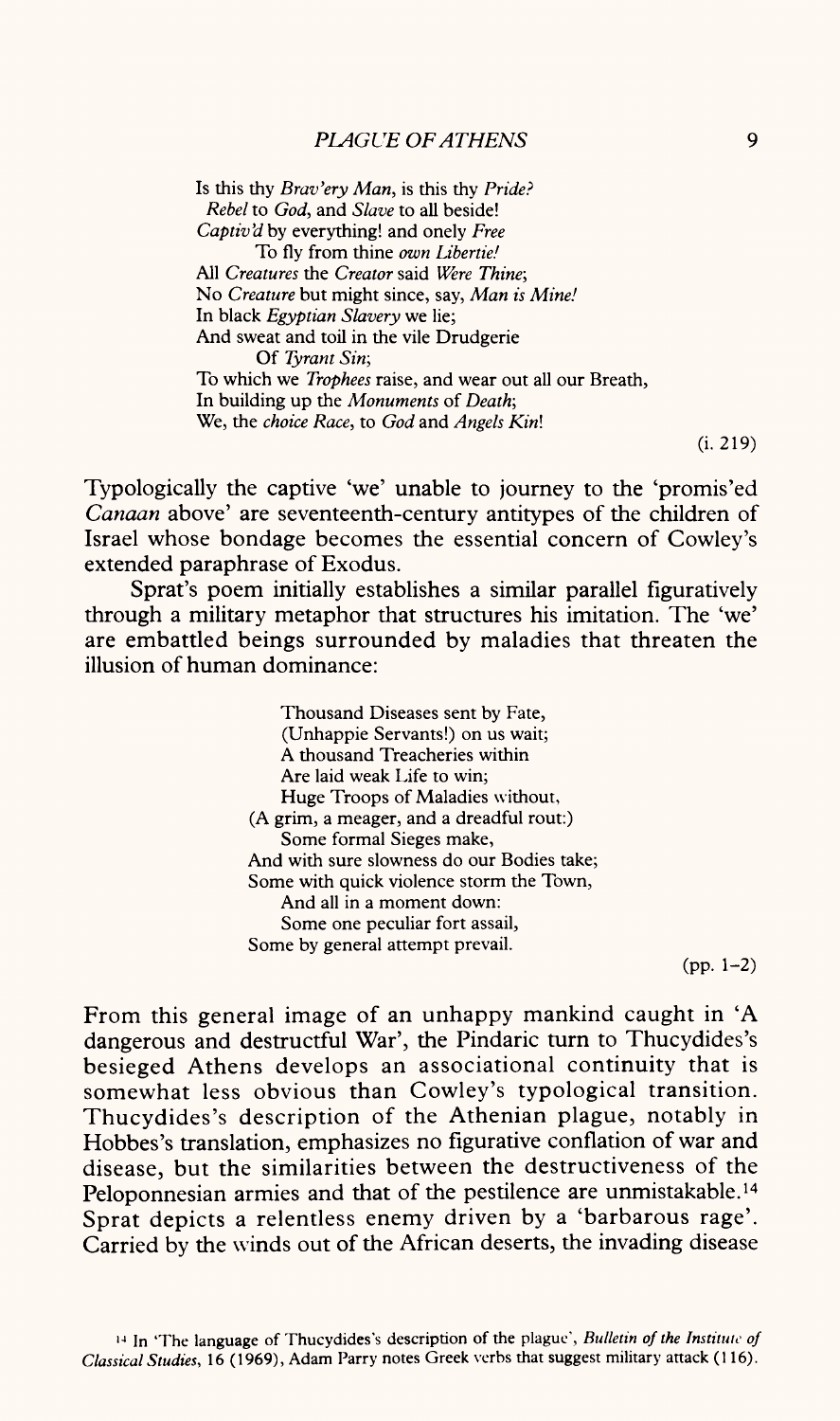Is this thy *Brav'ery Man*, is this thy *Pride?*  
*Rebel* to *God*, and *Slave* to all beside!  
*Captiv'd* by everything! and onely *Free*  
To fly from thine *own Libertie!*  
All *Creatures* the *Creator* said *Were Thine*;  
No *Creature* but might since, say, *Man is Mine!*  
In black *Egyptian Slavery* we lie;  
And sweat and toil in the vile Drudgerie  
Of *Tyrant Sin*;  
To which we *Trophees* raise, and wear out all our Breath,  
In building up the *Monuments* of *Death*;  
We, the *choice Race*, to *God* and *Angels Kin*!

(i. 219)

Typologically the captive 'we' unable to journey to the 'promis'ed *Canaan* above' are seventeenth-century antitypes of the children of Israel whose bondage becomes the essential concern of Cowley's extended paraphrase of Exodus.

Sprat's poem initially establishes a similar parallel figuratively through a military metaphor that structures his imitation. The 'we' are embattled beings surrounded by maladies that threaten the illusion of human dominance:

Thousand Diseases sent by Fate,  
(Unhappie Servants!) on us wait;  
A thousand Treacheries within  
Are laid weak Life to win;  
Huge Troops of Maladies without,  
(A grim, a meager, and a dreadful rout:)  
Some formal Sieges make,  
And with sure slowness do our Bodies take;  
Some with quick violence storm the Town,  
And all in a moment down:  
Some one peculiar fort assail,  
Some by general attempt prevail.

(pp. 1–2)

From this general image of an unhappy mankind caught in 'A dangerous and destructful War', the Pindaric turn to Thucydides's besieged Athens develops an associational continuity that is somewhat less obvious than Cowley's typological transition. Thucydides's description of the Athenian plague, notably in Hobbes's translation, emphasizes no figurative conflation of war and disease, but the similarities between the destructiveness of the Peloponnesian armies and that of the pestilence are unmistakable.[14] Sprat depicts a relentless enemy driven by a 'barbarous rage'. Carried by the winds out of the African deserts, the invading disease

[14] In 'The language of Thucydides's description of the plague', *Bulletin of the Institute of Classical Studies*, 16 (1969), Adam Parry notes Greek verbs that suggest military attack (116).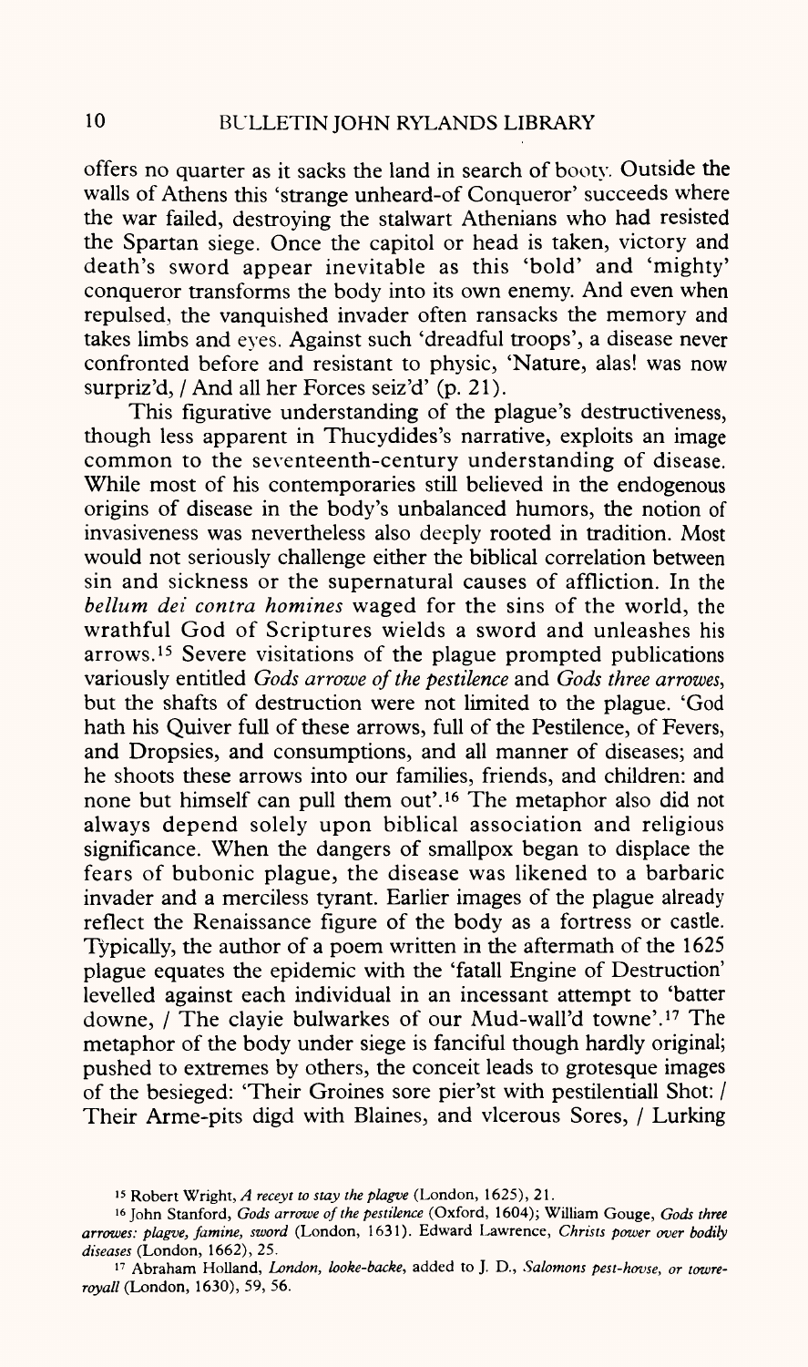offers no quarter as it sacks the land in search of booty. Outside the walls of Athens this 'strange unheard-of Conqueror' succeeds where the war failed, destroying the stalwart Athenians who had resisted the Spartan siege. Once the capitol or head is taken, victory and death's sword appear inevitable as this 'bold' and 'mighty' conqueror transforms the body into its own enemy. And even when repulsed, the vanquished invader often ransacks the memory and takes limbs and eyes. Against such 'dreadful troops', a disease never confronted before and resistant to physic, 'Nature, alas! was now surpriz'd, / And all her Forces seiz'd' (p. 21).

This figurative understanding of the plague's destructiveness, though less apparent in Thucydides's narrative, exploits an image common to the seventeenth-century understanding of disease. While most of his contemporaries still believed in the endogenous origins of disease in the body's unbalanced humors, the notion of invasiveness was nevertheless also deeply rooted in tradition. Most would not seriously challenge either the biblical correlation between sin and sickness or the supernatural causes of affliction. In the *bellum dei contra homines* waged for the sins of the world, the wrathful God of Scriptures wields a sword and unleashes his arrows.[15] Severe visitations of the plague prompted publications variously entitled *Gods arrowe of the pestilence* and *Gods three arrowes*, but the shafts of destruction were not limited to the plague. 'God hath his Quiver full of these arrows, full of the Pestilence, of Fevers, and Dropsies, and consumptions, and all manner of diseases; and he shoots these arrows into our families, friends, and children: and none but himself can pull them out'.[16] The metaphor also did not always depend solely upon biblical association and religious significance. When the dangers of smallpox began to displace the fears of bubonic plague, the disease was likened to a barbaric invader and a merciless tyrant. Earlier images of the plague already reflect the Renaissance figure of the body as a fortress or castle. Typically, the author of a poem written in the aftermath of the 1625 plague equates the epidemic with the 'fatall Engine of Destruction' levelled against each individual in an incessant attempt to 'batter downe, / The clayie bulwarkes of our Mud-wall'd towne'.[17] The metaphor of the body under siege is fanciful though hardly original; pushed to extremes by others, the conceit leads to grotesque images of the besieged: 'Their Groines sore pier'st with pestilentiall Shot: / Their Arme-pits digd with Blaines, and vlcerous Sores, / Lurking

[15] Robert Wright, *A receyt to stay the plagve* (London, 1625), 21.

[16] John Stanford, *Gods arrowe of the pestilence* (Oxford, 1604); William Gouge, *Gods three arrowes: plagve, famine, sword* (London, 1631). Edward Lawrence, *Christs power over bodily diseases* (London, 1662), 25.

[17] Abraham Holland, *London, looke-backe*, added to J. D., *Salomons pest-hovse, or towre-royall* (London, 1630), 59, 56.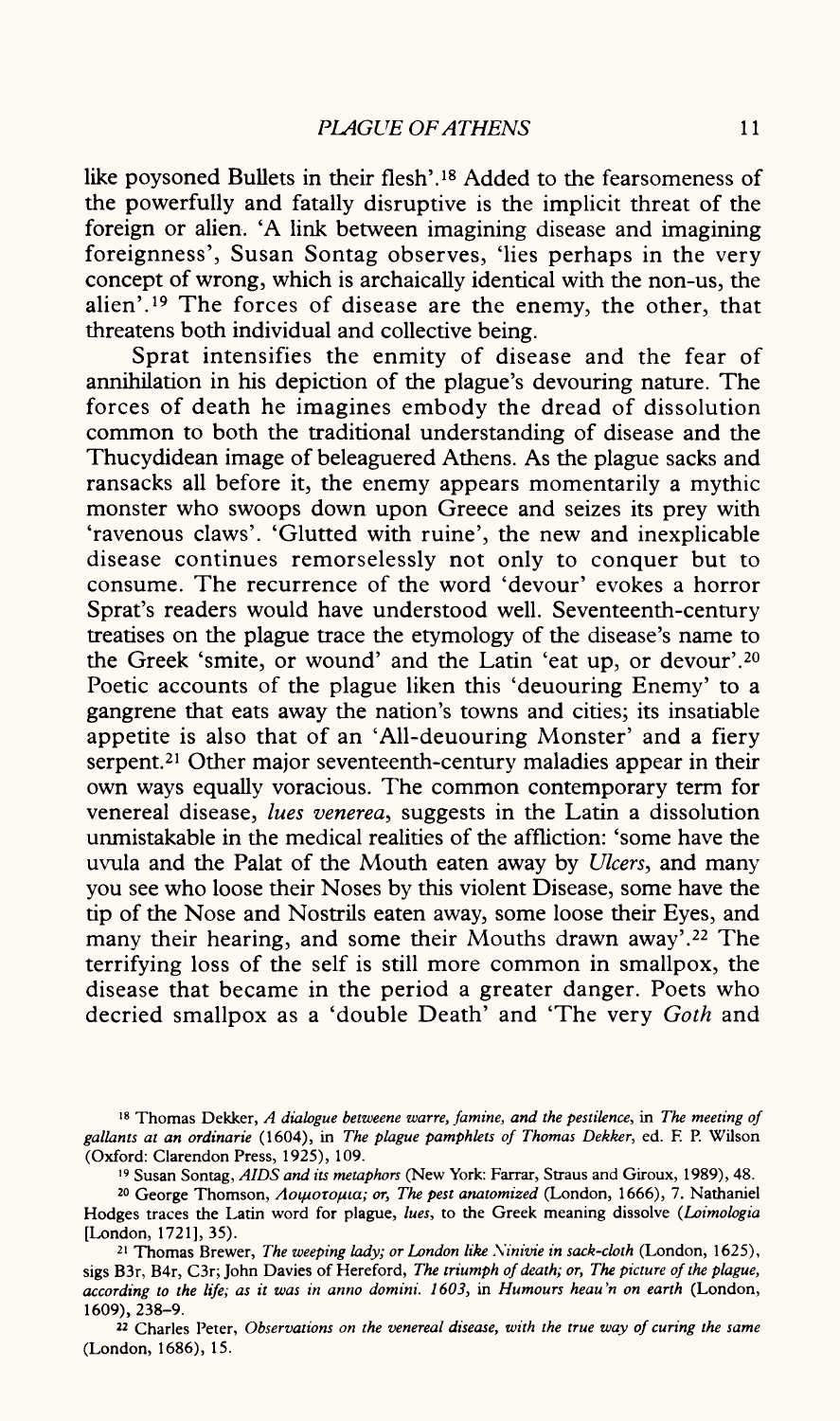like poysoned Bullets in their flesh'.[18] Added to the fearsomeness of the powerfully and fatally disruptive is the implicit threat of the foreign or alien. 'A link between imagining disease and imagining foreignness', Susan Sontag observes, 'lies perhaps in the very concept of wrong, which is archaically identical with the non-us, the alien'.[19] The forces of disease are the enemy, the other, that threatens both individual and collective being.

Sprat intensifies the enmity of disease and the fear of annihilation in his depiction of the plague's devouring nature. The forces of death he imagines embody the dread of dissolution common to both the traditional understanding of disease and the Thucydidean image of beleaguered Athens. As the plague sacks and ransacks all before it, the enemy appears momentarily a mythic monster who swoops down upon Greece and seizes its prey with 'ravenous claws'. 'Glutted with ruine', the new and inexplicable disease continues remorselessly not only to conquer but to consume. The recurrence of the word 'devour' evokes a horror Sprat's readers would have understood well. Seventeenth-century treatises on the plague trace the etymology of the disease's name to the Greek 'smite, or wound' and the Latin 'eat up, or devour'.[20] Poetic accounts of the plague liken this 'deuouring Enemy' to a gangrene that eats away the nation's towns and cities; its insatiable appetite is also that of an 'All-deuouring Monster' and a fiery serpent.[21] Other major seventeenth-century maladies appear in their own ways equally voracious. The common contemporary term for venereal disease, *lues venerea*, suggests in the Latin a dissolution unmistakable in the medical realities of the affliction: 'some have the uvula and the Palat of the Mouth eaten away by *Ulcers*, and many you see who loose their Noses by this violent Disease, some have the tip of the Nose and Nostrils eaten away, some loose their Eyes, and many their hearing, and some their Mouths drawn away'.[22] The terrifying loss of the self is still more common in smallpox, the disease that became in the period a greater danger. Poets who decried smallpox as a 'double Death' and 'The very *Goth* and

---

[18] Thomas Dekker, *A dialogue betweene warre, famine, and the pestilence*, in *The meeting of gallants at an ordinarie* (1604), in *The plague pamphlets of Thomas Dekker*, ed. F. P. Wilson (Oxford: Clarendon Press, 1925), 109.

[19] Susan Sontag, *AIDS and its metaphors* (New York: Farrar, Straus and Giroux, 1989), 48.

[20] George Thomson, *Λοιμοτομια; or, The pest anatomized* (London, 1666), 7. Nathaniel Hodges traces the Latin word for plague, *lues*, to the Greek meaning dissolve (*Loimologia* [London, 1721], 35).

[21] Thomas Brewer, *The weeping lady; or London like Ninivie in sack-cloth* (London, 1625), sigs B3r, B4r, C3r; John Davies of Hereford, *The triumph of death; or, The picture of the plague, according to the life; as it was in anno domini. 1603*, in *Humours heau'n on earth* (London, 1609), 238–9.

[22] Charles Peter, *Observations on the venereal disease, with the true way of curing the same* (London, 1686), 15.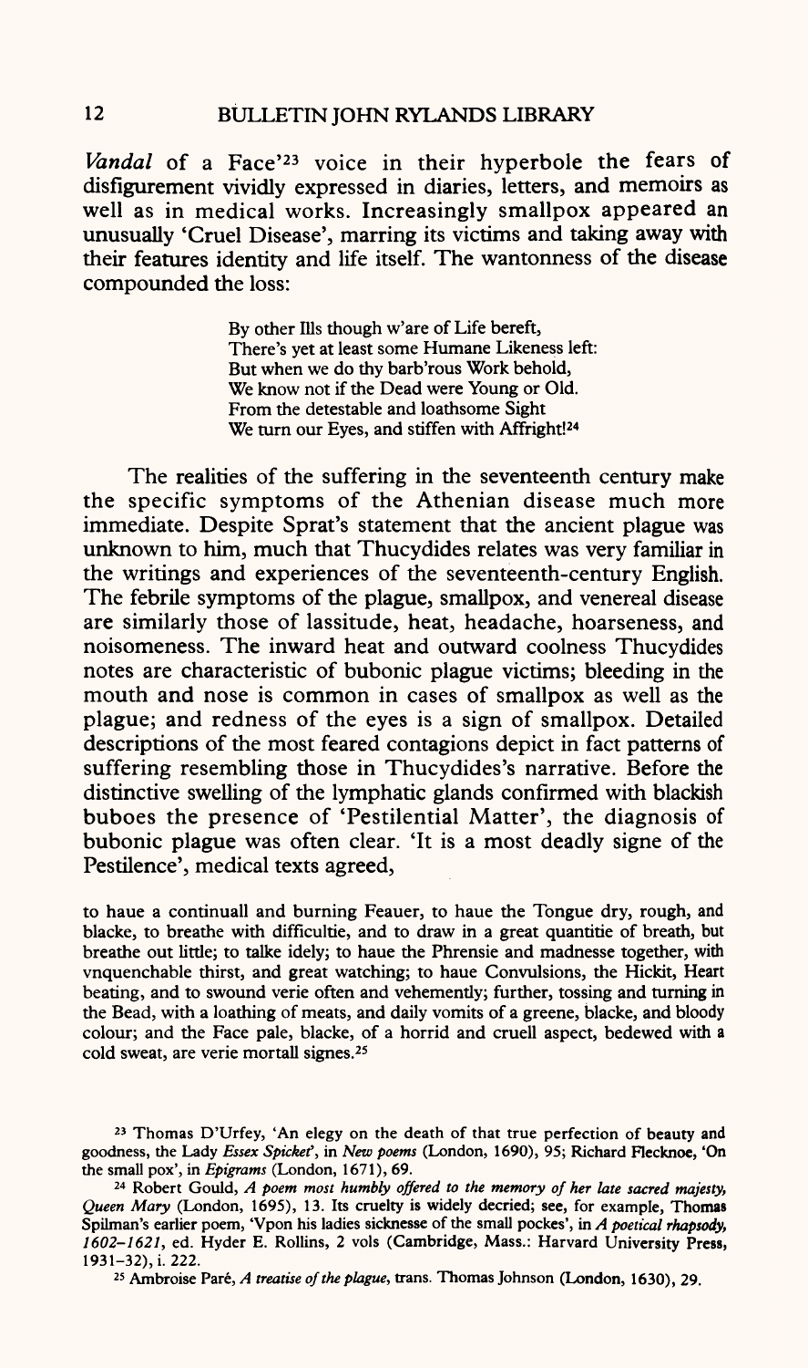*Vandal* of a Face'[23] voice in their hyperbole the fears of disfigurement vividly expressed in diaries, letters, and memoirs as well as in medical works. Increasingly smallpox appeared an unusually 'Cruel Disease', marring its victims and taking away with their features identity and life itself. The wantonness of the disease compounded the loss:

> By other Ills though w'are of Life bereft,
> There's yet at least some Humane Likeness left:
> But when we do thy barb'rous Work behold,
> We know not if the Dead were Young or Old.
> From the detestable and loathsome Sight
> We turn our Eyes, and stiffen with Affright![24]

The realities of the suffering in the seventeenth century make the specific symptoms of the Athenian disease much more immediate. Despite Sprat's statement that the ancient plague was unknown to him, much that Thucydides relates was very familiar in the writings and experiences of the seventeenth-century English. The febrile symptoms of the plague, smallpox, and venereal disease are similarly those of lassitude, heat, headache, hoarseness, and noisomeness. The inward heat and outward coolness Thucydides notes are characteristic of bubonic plague victims; bleeding in the mouth and nose is common in cases of smallpox as well as the plague; and redness of the eyes is a sign of smallpox. Detailed descriptions of the most feared contagions depict in fact patterns of suffering resembling those in Thucydides's narrative. Before the distinctive swelling of the lymphatic glands confirmed with blackish buboes the presence of 'Pestilential Matter', the diagnosis of bubonic plague was often clear. 'It is a most deadly signe of the Pestilence', medical texts agreed,

> to haue a continuall and burning Feauer, to haue the Tongue dry, rough, and blacke, to breathe with difficultie, and to draw in a great quantitie of breath, but breathe out little; to talke idely; to haue the Phrensie and madnesse together, with vnquenchable thirst, and great watching; to haue Convulsions, the Hickit, Heart beating, and to swound verie often and vehemently; further, tossing and turning in the Bead, with a loathing of meats, and daily vomits of a greene, blacke, and bloody colour; and the Face pale, blacke, of a horrid and cruell aspect, bedewed with a cold sweat, are verie mortall signes.[25]

[23] Thomas D'Urfey, 'An elegy on the death of that true perfection of beauty and goodness, the Lady *Essex Spicket*', in *New poems* (London, 1690), 95; Richard Flecknoe, 'On the small pox', in *Epigrams* (London, 1671), 69.

[24] Robert Gould, *A poem most humbly offered to the memory of her late sacred majesty, Queen Mary* (London, 1695), 13. Its cruelty is widely decried; see, for example, Thomas Spilman's earlier poem, 'Vpon his ladies sicknesse of the small pockes', in *A poetical rhapsody, 1602–1621*, ed. Hyder E. Rollins, 2 vols (Cambridge, Mass.: Harvard University Press, 1931–32), i. 222.

[25] Ambroise Paré, *A treatise of the plague*, trans. Thomas Johnson (London, 1630), 29.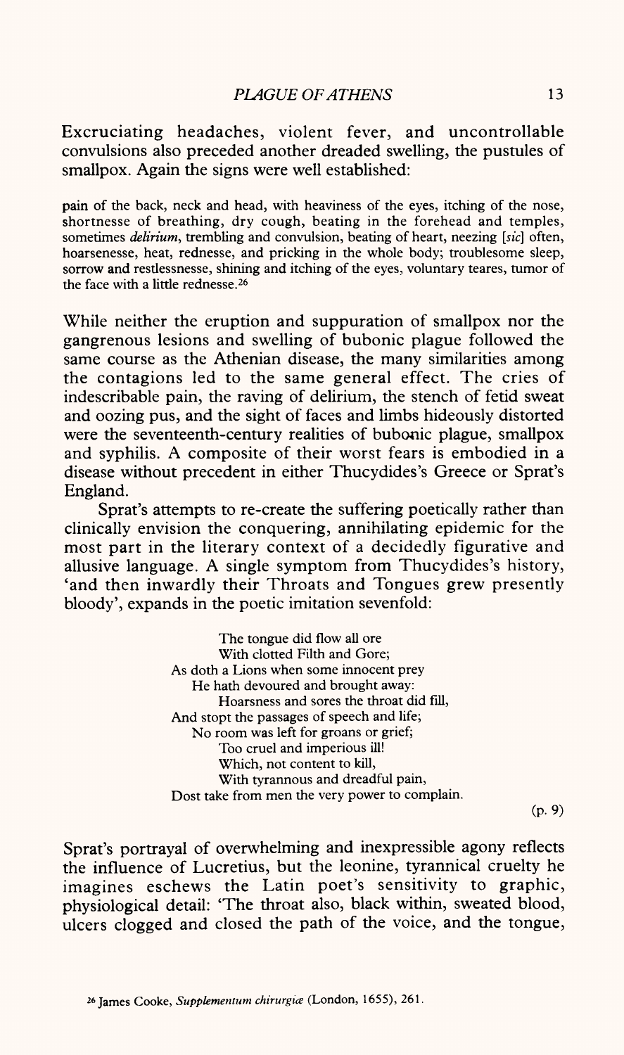Excruciating headaches, violent fever, and uncontrollable convulsions also preceded another dreaded swelling, the pustules of smallpox. Again the signs were well established:

> pain of the back, neck and head, with heaviness of the eyes, itching of the nose, shortnesse of breathing, dry cough, beating in the forehead and temples, sometimes *delirium*, trembling and convulsion, beating of heart, neezing [*sic*] often, hoarsenesse, heat, rednesse, and pricking in the whole body; troublesome sleep, sorrow and restlessnesse, shining and itching of the eyes, voluntary teares, tumor of the face with a little rednesse.[26]

While neither the eruption and suppuration of smallpox nor the gangrenous lesions and swelling of bubonic plague followed the same course as the Athenian disease, the many similarities among the contagions led to the same general effect. The cries of indescribable pain, the raving of delirium, the stench of fetid sweat and oozing pus, and the sight of faces and limbs hideously distorted were the seventeenth-century realities of bubonic plague, smallpox and syphilis. A composite of their worst fears is embodied in a disease without precedent in either Thucydides's Greece or Sprat's England.

Sprat's attempts to re-create the suffering poetically rather than clinically envision the conquering, annihilating epidemic for the most part in the literary context of a decidedly figurative and allusive language. A single symptom from Thucydides's history, 'and then inwardly their Throats and Tongues grew presently bloody', expands in the poetic imitation sevenfold:

> The tongue did flow all ore
> With clotted Filth and Gore;
> As doth a Lions when some innocent prey
> He hath devoured and brought away:
> Hoarsness and sores the throat did fill,
> And stopt the passages of speech and life;
> No room was left for groans or grief;
> Too cruel and imperious ill!
> Which, not content to kill,
> With tyrannous and dreadful pain,
> Dost take from men the very power to complain.
>
> (p. 9)

Sprat's portrayal of overwhelming and inexpressible agony reflects the influence of Lucretius, but the leonine, tyrannical cruelty he imagines eschews the Latin poet's sensitivity to graphic, physiological detail: 'The throat also, black within, sweated blood, ulcers clogged and closed the path of the voice, and the tongue,

[26] James Cooke, *Supplementum chirurgiæ* (London, 1655), 261.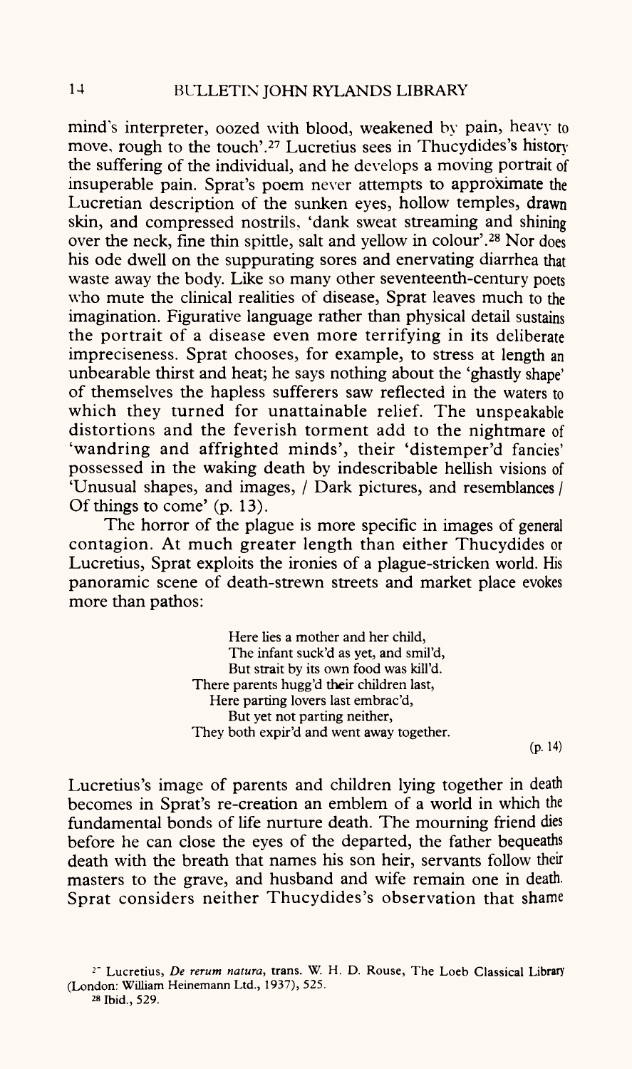mind's interpreter, oozed with blood, weakened by pain, heavy to move, rough to the touch'.[27] Lucretius sees in Thucydides's history the suffering of the individual, and he develops a moving portrait of insuperable pain. Sprat's poem never attempts to approximate the Lucretian description of the sunken eyes, hollow temples, drawn skin, and compressed nostrils, 'dank sweat streaming and shining over the neck, fine thin spittle, salt and yellow in colour'.[28] Nor does his ode dwell on the suppurating sores and enervating diarrhea that waste away the body. Like so many other seventeenth-century poets who mute the clinical realities of disease, Sprat leaves much to the imagination. Figurative language rather than physical detail sustains the portrait of a disease even more terrifying in its deliberate impreciseness. Sprat chooses, for example, to stress at length an unbearable thirst and heat; he says nothing about the 'ghastly shape' of themselves the hapless sufferers saw reflected in the waters to which they turned for unattainable relief. The unspeakable distortions and the feverish torment add to the nightmare of 'wandring and affrighted minds', their 'distemper'd fancies' possessed in the waking death by indescribable hellish visions of 'Unusual shapes, and images, / Dark pictures, and resemblances / Of things to come' (p. 13).

The horror of the plague is more specific in images of general contagion. At much greater length than either Thucydides or Lucretius, Sprat exploits the ironies of a plague-stricken world. His panoramic scene of death-strewn streets and market place evokes more than pathos:

> Here lies a mother and her child,
> The infant suck'd as yet, and smil'd,
> But strait by its own food was kill'd.
> There parents hugg'd their children last,
> Here parting lovers last embrac'd,
> But yet not parting neither,
> They both expir'd and went away together.
>
> (p. 14)

Lucretius's image of parents and children lying together in death becomes in Sprat's re-creation an emblem of a world in which the fundamental bonds of life nurture death. The mourning friend dies before he can close the eyes of the departed, the father bequeaths death with the breath that names his son heir, servants follow their masters to the grave, and husband and wife remain one in death. Sprat considers neither Thucydides's observation that shame

---

[27] Lucretius, *De rerum natura*, trans. W. H. D. Rouse, The Loeb Classical Library (London: William Heinemann Ltd., 1937), 525.

[28] Ibid., 529.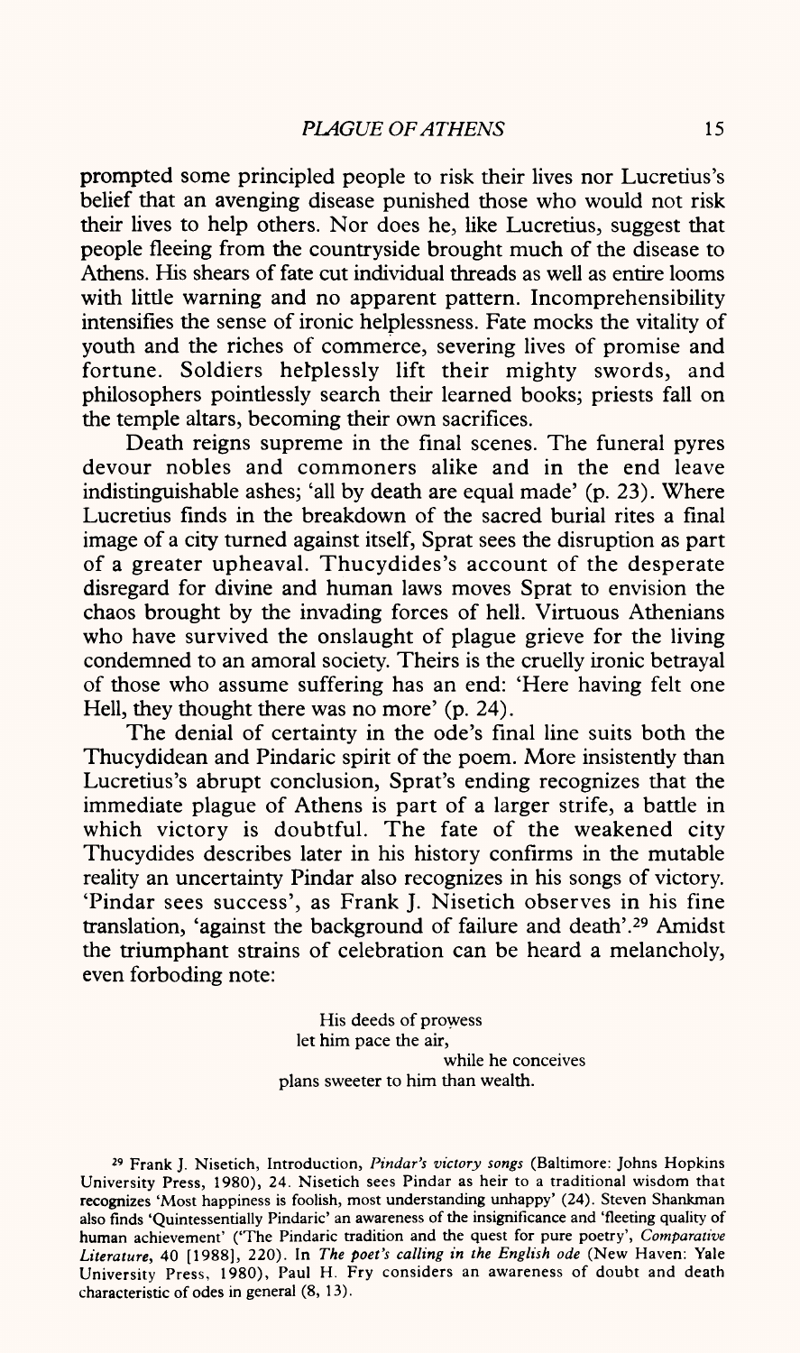prompted some principled people to risk their lives nor Lucretius's belief that an avenging disease punished those who would not risk their lives to help others. Nor does he, like Lucretius, suggest that people fleeing from the countryside brought much of the disease to Athens. His shears of fate cut individual threads as well as entire looms with little warning and no apparent pattern. Incomprehensibility intensifies the sense of ironic helplessness. Fate mocks the vitality of youth and the riches of commerce, severing lives of promise and fortune. Soldiers helplessly lift their mighty swords, and philosophers pointlessly search their learned books; priests fall on the temple altars, becoming their own sacrifices.

Death reigns supreme in the final scenes. The funeral pyres devour nobles and commoners alike and in the end leave indistinguishable ashes; 'all by death are equal made' (p. 23). Where Lucretius finds in the breakdown of the sacred burial rites a final image of a city turned against itself, Sprat sees the disruption as part of a greater upheaval. Thucydides's account of the desperate disregard for divine and human laws moves Sprat to envision the chaos brought by the invading forces of hell. Virtuous Athenians who have survived the onslaught of plague grieve for the living condemned to an amoral society. Theirs is the cruelly ironic betrayal of those who assume suffering has an end: 'Here having felt one Hell, they thought there was no more' (p. 24).

The denial of certainty in the ode's final line suits both the Thucydidean and Pindaric spirit of the poem. More insistently than Lucretius's abrupt conclusion, Sprat's ending recognizes that the immediate plague of Athens is part of a larger strife, a battle in which victory is doubtful. The fate of the weakened city Thucydides describes later in his history confirms in the mutable reality an uncertainty Pindar also recognizes in his songs of victory. 'Pindar sees success', as Frank J. Nisetich observes in his fine translation, 'against the background of failure and death'.[29] Amidst the triumphant strains of celebration can be heard a melancholy, even forboding note:

> His deeds of prowess
> let him pace the air,
> while he conceives
> plans sweeter to him than wealth.

---

[29] Frank J. Nisetich, Introduction, *Pindar's victory songs* (Baltimore: Johns Hopkins University Press, 1980), 24. Nisetich sees Pindar as heir to a traditional wisdom that recognizes 'Most happiness is foolish, most understanding unhappy' (24). Steven Shankman also finds 'Quintessentially Pindaric' an awareness of the insignificance and 'fleeting quality of human achievement' ('The Pindaric tradition and the quest for pure poetry', *Comparative Literature*, 40 [1988], 220). In *The poet's calling in the English ode* (New Haven: Yale University Press, 1980), Paul H. Fry considers an awareness of doubt and death characteristic of odes in general (8, 13).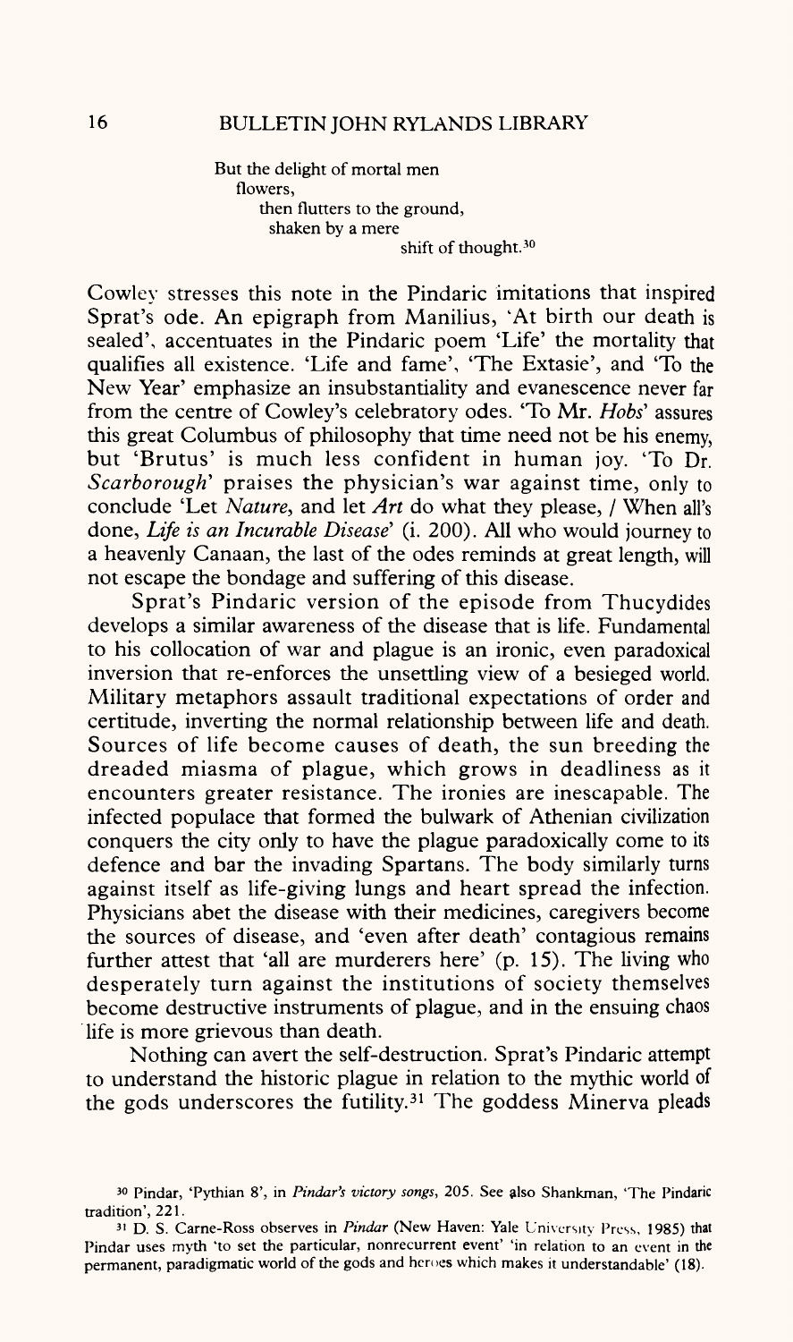But the delight of mortal men
  flowers,
    then flutters to the ground,
      shaken by a mere
        shift of thought.[30]

Cowley stresses this note in the Pindaric imitations that inspired Sprat's ode. An epigraph from Manilius, 'At birth our death is sealed', accentuates in the Pindaric poem 'Life' the mortality that qualifies all existence. 'Life and fame', 'The Extasie', and 'To the New Year' emphasize an insubstantiality and evanescence never far from the centre of Cowley's celebratory odes. 'To Mr. *Hobs*' assures this great Columbus of philosophy that time need not be his enemy, but 'Brutus' is much less confident in human joy. 'To Dr. *Scarborough*' praises the physician's war against time, only to conclude 'Let *Nature*, and let *Art* do what they please, / When all's done, *Life is an Incurable Disease*' (i. 200). All who would journey to a heavenly Canaan, the last of the odes reminds at great length, will not escape the bondage and suffering of this disease.

Sprat's Pindaric version of the episode from Thucydides develops a similar awareness of the disease that is life. Fundamental to his collocation of war and plague is an ironic, even paradoxical inversion that re-enforces the unsettling view of a besieged world. Military metaphors assault traditional expectations of order and certitude, inverting the normal relationship between life and death. Sources of life become causes of death, the sun breeding the dreaded miasma of plague, which grows in deadliness as it encounters greater resistance. The ironies are inescapable. The infected populace that formed the bulwark of Athenian civilization conquers the city only to have the plague paradoxically come to its defence and bar the invading Spartans. The body similarly turns against itself as life-giving lungs and heart spread the infection. Physicians abet the disease with their medicines, caregivers become the sources of disease, and 'even after death' contagious remains further attest that 'all are murderers here' (p. 15). The living who desperately turn against the institutions of society themselves become destructive instruments of plague, and in the ensuing chaos life is more grievous than death.

Nothing can avert the self-destruction. Sprat's Pindaric attempt to understand the historic plague in relation to the mythic world of the gods underscores the futility.[31] The goddess Minerva pleads

[30] Pindar, 'Pythian 8', in *Pindar's victory songs*, 205. See also Shankman, 'The Pindaric tradition', 221.

[31] D. S. Carne-Ross observes in *Pindar* (New Haven: Yale University Press, 1985) that Pindar uses myth 'to set the particular, nonrecurrent event' 'in relation to an event in the permanent, paradigmatic world of the gods and heroes which makes it understandable' (18).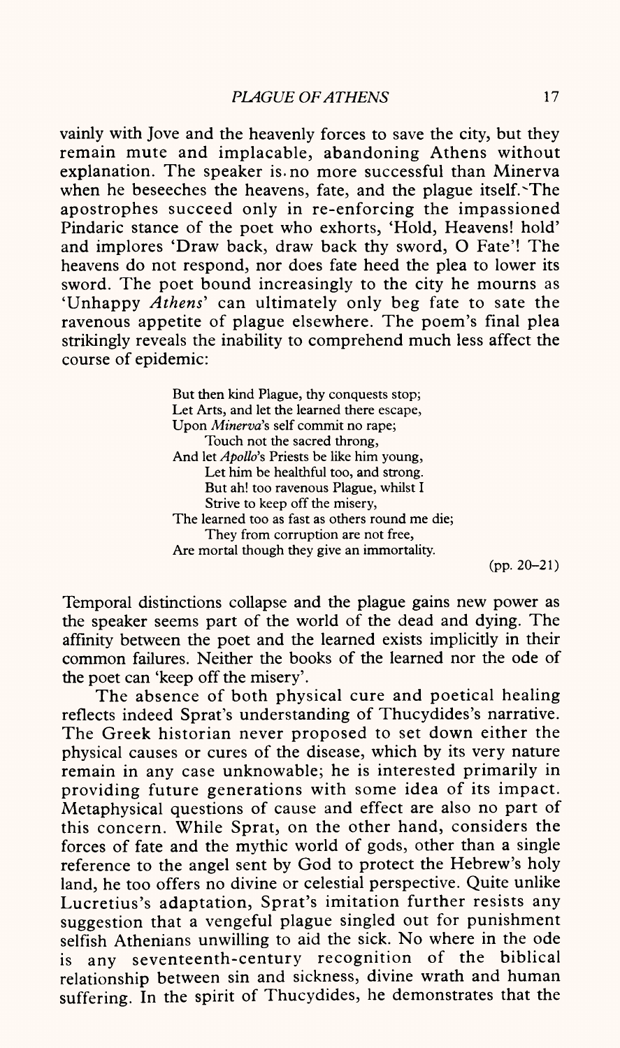vainly with Jove and the heavenly forces to save the city, but they remain mute and implacable, abandoning Athens without explanation. The speaker is no more successful than Minerva when he beseeches the heavens, fate, and the plague itself. The apostrophes succeed only in re-enforcing the impassioned Pindaric stance of the poet who exhorts, 'Hold, Heavens! hold' and implores 'Draw back, draw back thy sword, O Fate'! The heavens do not respond, nor does fate heed the plea to lower its sword. The poet bound increasingly to the city he mourns as 'Unhappy *Athens*' can ultimately only beg fate to sate the ravenous appetite of plague elsewhere. The poem's final plea strikingly reveals the inability to comprehend much less affect the course of epidemic:

> But then kind Plague, thy conquests stop;
> Let Arts, and let the learned there escape,
> Upon *Minerva*'s self commit no rape;
> Touch not the sacred throng,
> And let *Apollo*'s Priests be like him young,
> Let him be healthful too, and strong.
> But ah! too ravenous Plague, whilst I
> Strive to keep off the misery,
> The learned too as fast as others round me die;
> They from corruption are not free,
> Are mortal though they give an immortality.
>
> (pp. 20–21)

Temporal distinctions collapse and the plague gains new power as the speaker seems part of the world of the dead and dying. The affinity between the poet and the learned exists implicitly in their common failures. Neither the books of the learned nor the ode of the poet can 'keep off the misery'.

The absence of both physical cure and poetical healing reflects indeed Sprat's understanding of Thucydides's narrative. The Greek historian never proposed to set down either the physical causes or cures of the disease, which by its very nature remain in any case unknowable; he is interested primarily in providing future generations with some idea of its impact. Metaphysical questions of cause and effect are also no part of this concern. While Sprat, on the other hand, considers the forces of fate and the mythic world of gods, other than a single reference to the angel sent by God to protect the Hebrew's holy land, he too offers no divine or celestial perspective. Quite unlike Lucretius's adaptation, Sprat's imitation further resists any suggestion that a vengeful plague singled out for punishment selfish Athenians unwilling to aid the sick. No where in the ode is any seventeenth-century recognition of the biblical relationship between sin and sickness, divine wrath and human suffering. In the spirit of Thucydides, he demonstrates that the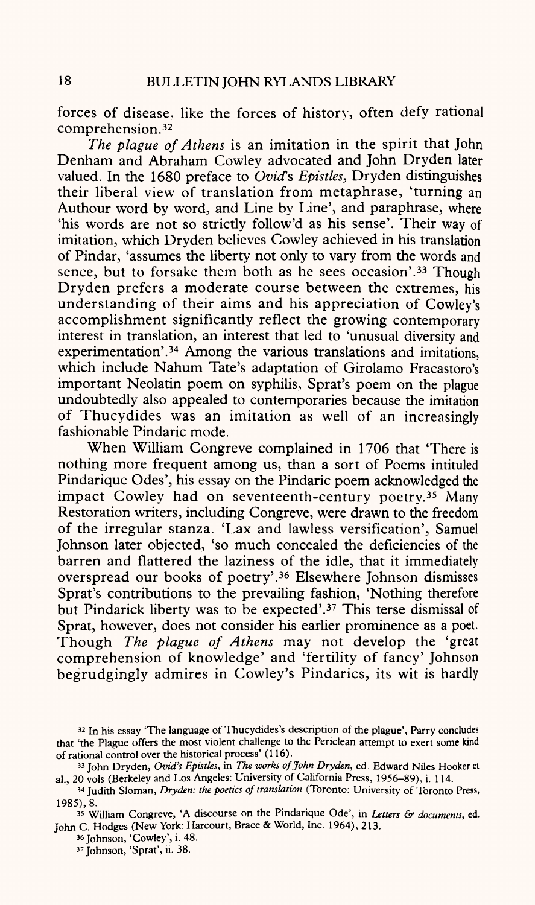forces of disease, like the forces of history, often defy rational comprehension.[32]

*The plague of Athens* is an imitation in the spirit that John Denham and Abraham Cowley advocated and John Dryden later valued. In the 1680 preface to *Ovid's Epistles*, Dryden distinguishes their liberal view of translation from metaphrase, 'turning an Authour word by word, and Line by Line', and paraphrase, where 'his words are not so strictly follow'd as his sense'. Their way of imitation, which Dryden believes Cowley achieved in his translation of Pindar, 'assumes the liberty not only to vary from the words and sence, but to forsake them both as he sees occasion'.[33] Though Dryden prefers a moderate course between the extremes, his understanding of their aims and his appreciation of Cowley's accomplishment significantly reflect the growing contemporary interest in translation, an interest that led to 'unusual diversity and experimentation'.[34] Among the various translations and imitations, which include Nahum Tate's adaptation of Girolamo Fracastoro's important Neolatin poem on syphilis, Sprat's poem on the plague undoubtedly also appealed to contemporaries because the imitation of Thucydides was an imitation as well of an increasingly fashionable Pindaric mode.

When William Congreve complained in 1706 that 'There is nothing more frequent among us, than a sort of Poems intituled Pindarique Odes', his essay on the Pindaric poem acknowledged the impact Cowley had on seventeenth-century poetry.[35] Many Restoration writers, including Congreve, were drawn to the freedom of the irregular stanza. 'Lax and lawless versification', Samuel Johnson later objected, 'so much concealed the deficiencies of the barren and flattered the laziness of the idle, that it immediately overspread our books of poetry'.[36] Elsewhere Johnson dismisses Sprat's contributions to the prevailing fashion, 'Nothing therefore but Pindarick liberty was to be expected'.[37] This terse dismissal of Sprat, however, does not consider his earlier prominence as a poet. Though *The plague of Athens* may not develop the 'great comprehension of knowledge' and 'fertility of fancy' Johnson begrudgingly admires in Cowley's Pindarics, its wit is hardly

---

[32] In his essay 'The language of Thucydides's description of the plague', Parry concludes that 'the Plague offers the most violent challenge to the Periclean attempt to exert some kind of rational control over the historical process' (116).

[33] John Dryden, *Ovid's Epistles*, in *The works of John Dryden*, ed. Edward Niles Hooker et al., 20 vols (Berkeley and Los Angeles: University of California Press, 1956–89), i. 114.

[34] Judith Sloman, *Dryden: the poetics of translation* (Toronto: University of Toronto Press, 1985), 8.

[35] William Congreve, 'A discourse on the Pindarique Ode', in *Letters & documents*, ed. John C. Hodges (New York: Harcourt, Brace & World, Inc. 1964), 213.

[36] Johnson, 'Cowley', i. 48.

[37] Johnson, 'Sprat', ii. 38.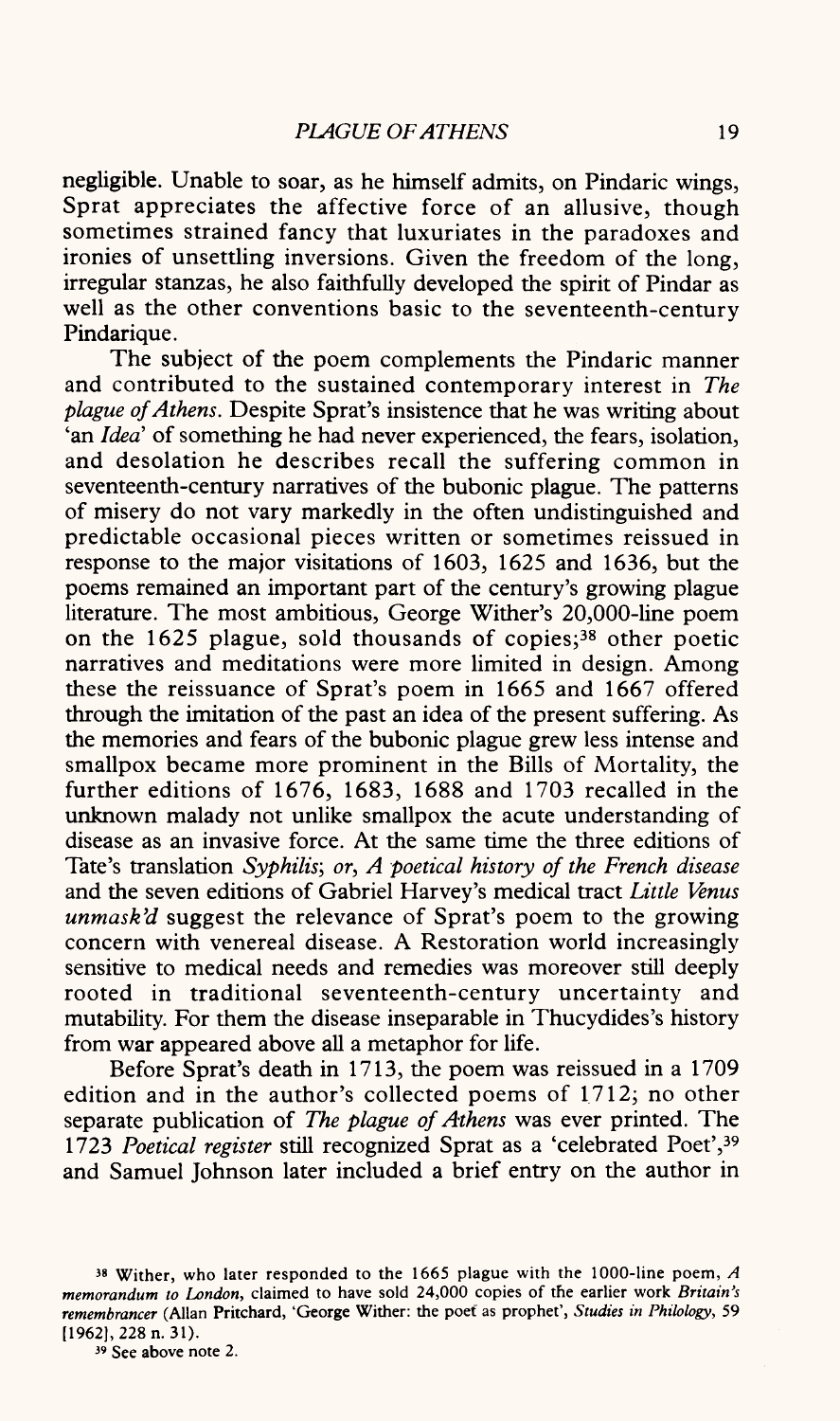negligible. Unable to soar, as he himself admits, on Pindaric wings, Sprat appreciates the affective force of an allusive, though sometimes strained fancy that luxuriates in the paradoxes and ironies of unsettling inversions. Given the freedom of the long, irregular stanzas, he also faithfully developed the spirit of Pindar as well as the other conventions basic to the seventeenth-century Pindarique.

The subject of the poem complements the Pindaric manner and contributed to the sustained contemporary interest in *The plague of Athens*. Despite Sprat's insistence that he was writing about 'an *Idea*' of something he had never experienced, the fears, isolation, and desolation he describes recall the suffering common in seventeenth-century narratives of the bubonic plague. The patterns of misery do not vary markedly in the often undistinguished and predictable occasional pieces written or sometimes reissued in response to the major visitations of 1603, 1625 and 1636, but the poems remained an important part of the century's growing plague literature. The most ambitious, George Wither's 20,000-line poem on the 1625 plague, sold thousands of copies;[38] other poetic narratives and meditations were more limited in design. Among these the reissuance of Sprat's poem in 1665 and 1667 offered through the imitation of the past an idea of the present suffering. As the memories and fears of the bubonic plague grew less intense and smallpox became more prominent in the Bills of Mortality, the further editions of 1676, 1683, 1688 and 1703 recalled in the unknown malady not unlike smallpox the acute understanding of disease as an invasive force. At the same time the three editions of Tate's translation *Syphilis; or, A poetical history of the French disease* and the seven editions of Gabriel Harvey's medical tract *Little Venus unmask'd* suggest the relevance of Sprat's poem to the growing concern with venereal disease. A Restoration world increasingly sensitive to medical needs and remedies was moreover still deeply rooted in traditional seventeenth-century uncertainty and mutability. For them the disease inseparable in Thucydides's history from war appeared above all a metaphor for life.

Before Sprat's death in 1713, the poem was reissued in a 1709 edition and in the author's collected poems of 1712; no other separate publication of *The plague of Athens* was ever printed. The 1723 *Poetical register* still recognized Sprat as a 'celebrated Poet',[39] and Samuel Johnson later included a brief entry on the author in

---

[38] Wither, who later responded to the 1665 plague with the 1000-line poem, *A memorandum to London*, claimed to have sold 24,000 copies of the earlier work *Britain's remembrancer* (Allan Pritchard, 'George Wither: the poet as prophet', *Studies in Philology*, 59 [1962], 228 n. 31).

[39] See above note 2.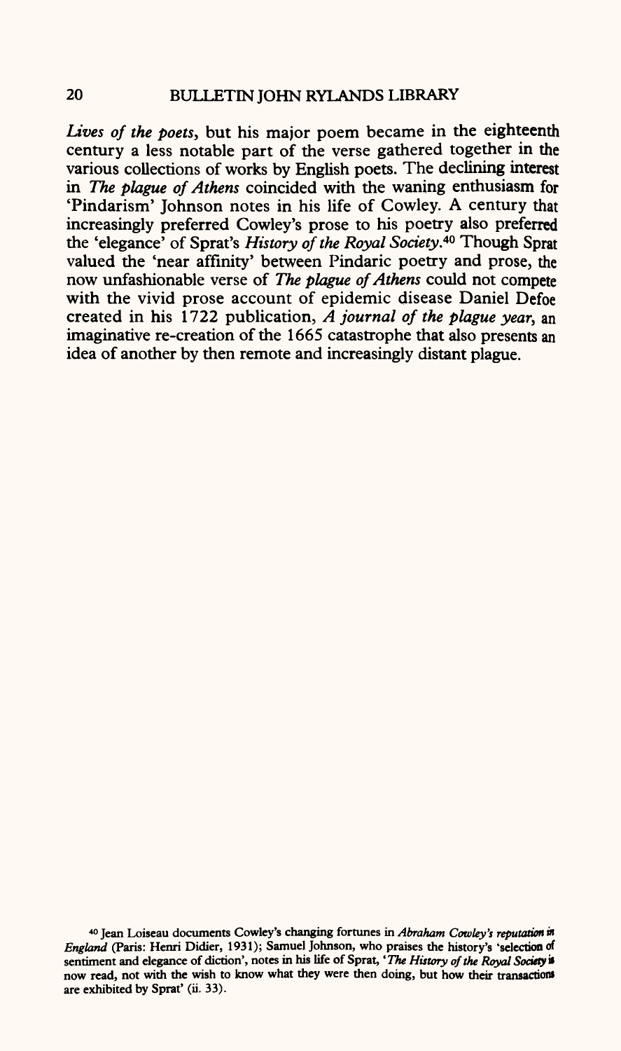*Lives of the poets*, but his major poem became in the eighteenth century a less notable part of the verse gathered together in the various collections of works by English poets. The declining interest in *The plague of Athens* coincided with the waning enthusiasm for 'Pindarism' Johnson notes in his life of Cowley. A century that increasingly preferred Cowley's prose to his poetry also preferred the 'elegance' of Sprat's *History of the Royal Society*.[40] Though Sprat valued the 'near affinity' between Pindaric poetry and prose, the now unfashionable verse of *The plague of Athens* could not compete with the vivid prose account of epidemic disease Daniel Defoe created in his 1722 publication, *A journal of the plague year*, an imaginative re-creation of the 1665 catastrophe that also presents an idea of another by then remote and increasingly distant plague.

[40] Jean Loiseau documents Cowley's changing fortunes in *Abraham Cowley's reputation in England* (Paris: Henri Didier, 1931); Samuel Johnson, who praises the history's 'selection of sentiment and elegance of diction', notes in his life of Sprat, '*The History of the Royal Society* is now read, not with the wish to know what they were then doing, but how their transactions are exhibited by Sprat' (ii. 33).